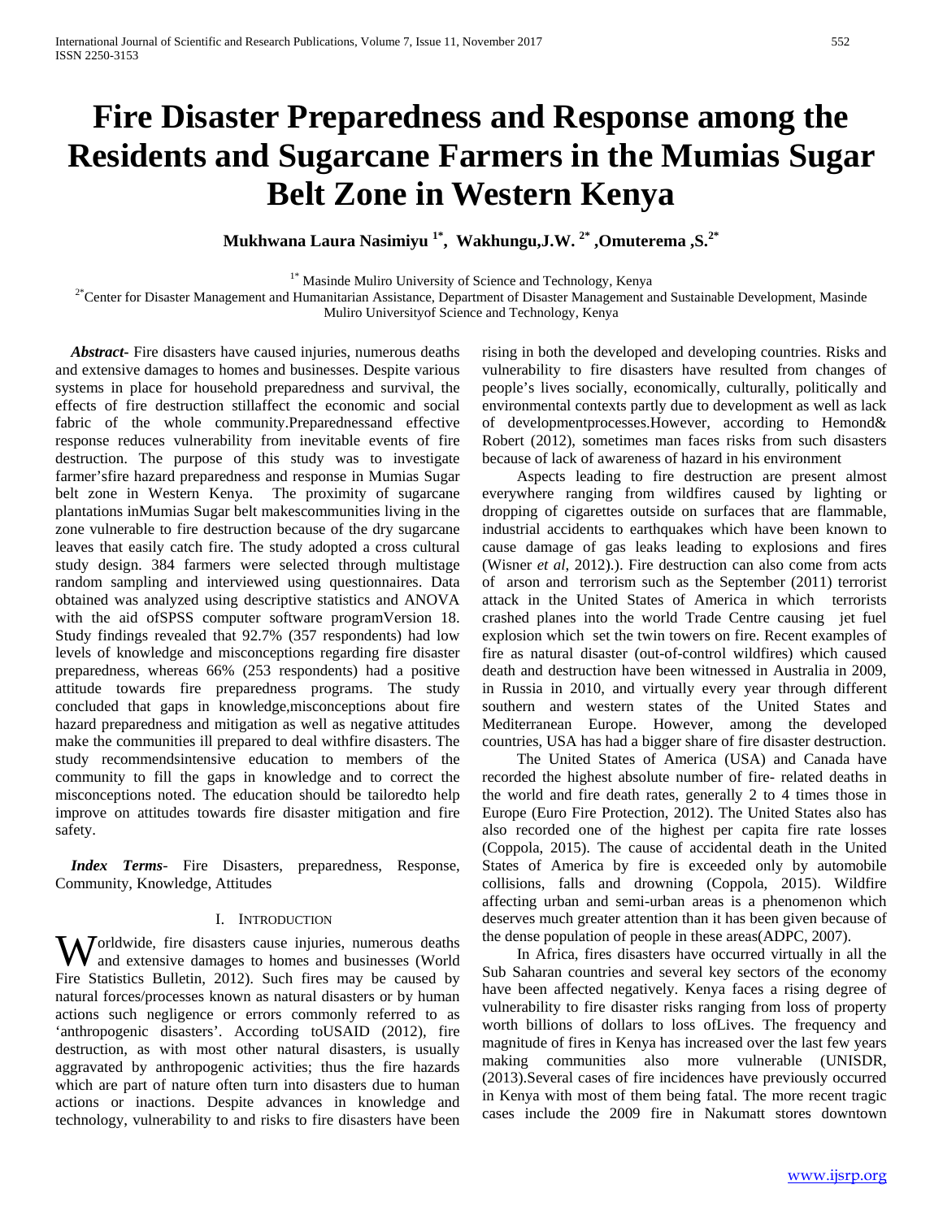# Fire Disaster Preparedness and Response among the Residents and Sugarcane Farmers in the Mumias Sugar Belt Zone in Western Kenya

**Mukhwana Laura Nasimiyu [1*], Wakhungu,J.W. [2*] ,Omuterema ,S.[2*]**

[1*] Masinde Muliro University of Science and Technology, Kenya
[2*]Center for Disaster Management and Humanitarian Assistance, Department of Disaster Management and Sustainable Development, Masinde Muliro Universityof Science and Technology, Kenya

***Abstract-*** Fire disasters have caused injuries, numerous deaths and extensive damages to homes and businesses. Despite various systems in place for household preparedness and survival, the effects of fire destruction stillaffect the economic and social fabric of the whole community.Preparednessand effective response reduces vulnerability from inevitable events of fire destruction. The purpose of this study was to investigate farmer'sfire hazard preparedness and response in Mumias Sugar belt zone in Western Kenya. The proximity of sugarcane plantations inMumias Sugar belt makescommunities living in the zone vulnerable to fire destruction because of the dry sugarcane leaves that easily catch fire. The study adopted a cross cultural study design. 384 farmers were selected through multistage random sampling and interviewed using questionnaires. Data obtained was analyzed using descriptive statistics and ANOVA with the aid ofSPSS computer software programVersion 18. Study findings revealed that 92.7% (357 respondents) had low levels of knowledge and misconceptions regarding fire disaster preparedness, whereas 66% (253 respondents) had a positive attitude towards fire preparedness programs. The study concluded that gaps in knowledge,misconceptions about fire hazard preparedness and mitigation as well as negative attitudes make the communities ill prepared to deal withfire disasters. The study recommendsintensive education to members of the community to fill the gaps in knowledge and to correct the misconceptions noted. The education should be tailoredto help improve on attitudes towards fire disaster mitigation and fire safety.

***Index Terms*-** Fire Disasters, preparedness, Response, Community, Knowledge, Attitudes

## I. Introduction

Worldwide, fire disasters cause injuries, numerous deaths and extensive damages to homes and businesses (World Fire Statistics Bulletin, 2012). Such fires may be caused by natural forces/processes known as natural disasters or by human actions such negligence or errors commonly referred to as 'anthropogenic disasters'. According toUSAID (2012), fire destruction, as with most other natural disasters, is usually aggravated by anthropogenic activities; thus the fire hazards which are part of nature often turn into disasters due to human actions or inactions. Despite advances in knowledge and technology, vulnerability to and risks to fire disasters have been rising in both the developed and developing countries. Risks and vulnerability to fire disasters have resulted from changes of people's lives socially, economically, culturally, politically and environmental contexts partly due to development as well as lack of developmentprocesses.However, according to Hemond& Robert (2012), sometimes man faces risks from such disasters because of lack of awareness of hazard in his environment

Aspects leading to fire destruction are present almost everywhere ranging from wildfires caused by lighting or dropping of cigarettes outside on surfaces that are flammable, industrial accidents to earthquakes which have been known to cause damage of gas leaks leading to explosions and fires (Wisner *et al*, 2012).). Fire destruction can also come from acts of arson and terrorism such as the September (2011) terrorist attack in the United States of America in which terrorists crashed planes into the world Trade Centre causing jet fuel explosion which set the twin towers on fire. Recent examples of fire as natural disaster (out-of-control wildfires) which caused death and destruction have been witnessed in Australia in 2009, in Russia in 2010, and virtually every year through different southern and western states of the United States and Mediterranean Europe. However, among the developed countries, USA has had a bigger share of fire disaster destruction.

The United States of America (USA) and Canada have recorded the highest absolute number of fire- related deaths in the world and fire death rates, generally 2 to 4 times those in Europe (Euro Fire Protection, 2012). The United States also has also recorded one of the highest per capita fire rate losses (Coppola, 2015). The cause of accidental death in the United States of America by fire is exceeded only by automobile collisions, falls and drowning (Coppola, 2015). Wildfire affecting urban and semi-urban areas is a phenomenon which deserves much greater attention than it has been given because of the dense population of people in these areas(ADPC, 2007).

In Africa, fires disasters have occurred virtually in all the Sub Saharan countries and several key sectors of the economy have been affected negatively. Kenya faces a rising degree of vulnerability to fire disaster risks ranging from loss of property worth billions of dollars to loss ofLives. The frequency and magnitude of fires in Kenya has increased over the last few years making communities also more vulnerable (UNISDR, (2013).Several cases of fire incidences have previously occurred in Kenya with most of them being fatal. The more recent tragic cases include the 2009 fire in Nakumatt stores downtown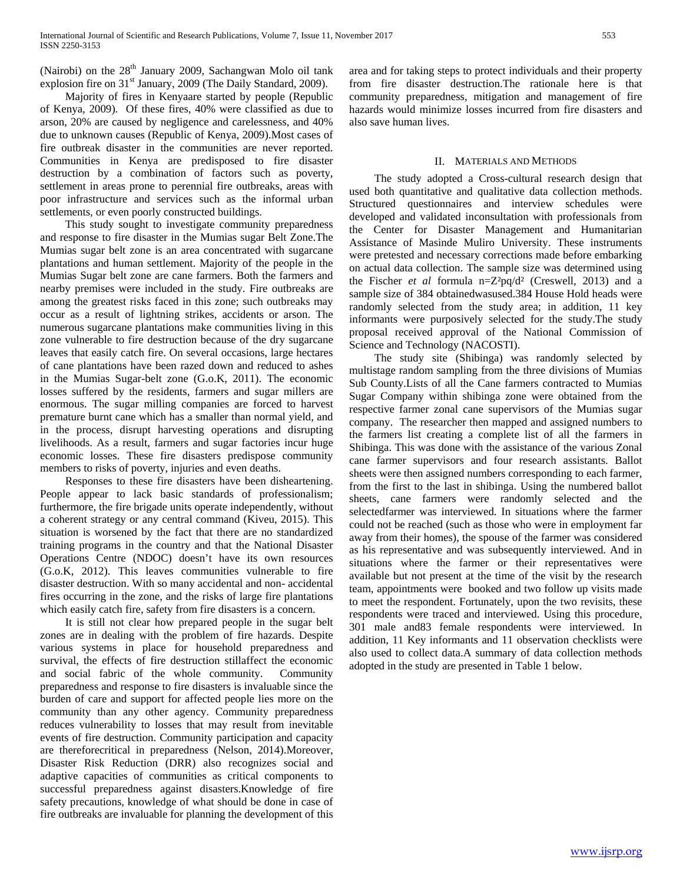(Nairobi) on the 28th January 2009, Sachangwan Molo oil tank explosion fire on 31st January, 2009 (The Daily Standard, 2009).

Majority of fires in Kenyaare started by people (Republic of Kenya, 2009). Of these fires, 40% were classified as due to arson, 20% are caused by negligence and carelessness, and 40% due to unknown causes (Republic of Kenya, 2009).Most cases of fire outbreak disaster in the communities are never reported. Communities in Kenya are predisposed to fire disaster destruction by a combination of factors such as poverty, settlement in areas prone to perennial fire outbreaks, areas with poor infrastructure and services such as the informal urban settlements, or even poorly constructed buildings.

This study sought to investigate community preparedness and response to fire disaster in the Mumias sugar Belt Zone.The Mumias sugar belt zone is an area concentrated with sugarcane plantations and human settlement. Majority of the people in the Mumias Sugar belt zone are cane farmers. Both the farmers and nearby premises were included in the study. Fire outbreaks are among the greatest risks faced in this zone; such outbreaks may occur as a result of lightning strikes, accidents or arson. The numerous sugarcane plantations make communities living in this zone vulnerable to fire destruction because of the dry sugarcane leaves that easily catch fire. On several occasions, large hectares of cane plantations have been razed down and reduced to ashes in the Mumias Sugar-belt zone (G.o.K, 2011). The economic losses suffered by the residents, farmers and sugar millers are enormous. The sugar milling companies are forced to harvest premature burnt cane which has a smaller than normal yield, and in the process, disrupt harvesting operations and disrupting livelihoods. As a result, farmers and sugar factories incur huge economic losses. These fire disasters predispose community members to risks of poverty, injuries and even deaths.

Responses to these fire disasters have been disheartening. People appear to lack basic standards of professionalism; furthermore, the fire brigade units operate independently, without a coherent strategy or any central command (Kiveu, 2015). This situation is worsened by the fact that there are no standardized training programs in the country and that the National Disaster Operations Centre (NDOC) doesn't have its own resources (G.o.K, 2012). This leaves communities vulnerable to fire disaster destruction. With so many accidental and non- accidental fires occurring in the zone, and the risks of large fire plantations which easily catch fire, safety from fire disasters is a concern.

It is still not clear how prepared people in the sugar belt zones are in dealing with the problem of fire hazards. Despite various systems in place for household preparedness and survival, the effects of fire destruction stillaffect the economic and social fabric of the whole community. Community preparedness and response to fire disasters is invaluable since the burden of care and support for affected people lies more on the community than any other agency. Community preparedness reduces vulnerability to losses that may result from inevitable events of fire destruction. Community participation and capacity are thereforecritical in preparedness (Nelson, 2014).Moreover, Disaster Risk Reduction (DRR) also recognizes social and adaptive capacities of communities as critical components to successful preparedness against disasters.Knowledge of fire safety precautions, knowledge of what should be done in case of fire outbreaks are invaluable for planning the development of this area and for taking steps to protect individuals and their property from fire disaster destruction.The rationale here is that community preparedness, mitigation and management of fire hazards would minimize losses incurred from fire disasters and also save human lives.

## II. Materials and Methods

The study adopted a Cross-cultural research design that used both quantitative and qualitative data collection methods. Structured questionnaires and interview schedules were developed and validated inconsultation with professionals from the Center for Disaster Management and Humanitarian Assistance of Masinde Muliro University. These instruments were pretested and necessary corrections made before embarking on actual data collection. The sample size was determined using the Fischer *et al* formula $n=Z^2pq/d^2$ (Creswell, 2013) and a sample size of 384 obtainedwasused.384 House Hold heads were randomly selected from the study area; in addition, 11 key informants were purposively selected for the study.The study proposal received approval of the National Commission of Science and Technology (NACOSTI).

The study site (Shibinga) was randomly selected by multistage random sampling from the three divisions of Mumias Sub County.Lists of all the Cane farmers contracted to Mumias Sugar Company within shibinga zone were obtained from the respective farmer zonal cane supervisors of the Mumias sugar company. The researcher then mapped and assigned numbers to the farmers list creating a complete list of all the farmers in Shibinga. This was done with the assistance of the various Zonal cane farmer supervisors and four research assistants. Ballot sheets were then assigned numbers corresponding to each farmer, from the first to the last in shibinga. Using the numbered ballot sheets, cane farmers were randomly selected and the selectedfarmer was interviewed. In situations where the farmer could not be reached (such as those who were in employment far away from their homes), the spouse of the farmer was considered as his representative and was subsequently interviewed. And in situations where the farmer or their representatives were available but not present at the time of the visit by the research team, appointments were booked and two follow up visits made to meet the respondent. Fortunately, upon the two revisits, these respondents were traced and interviewed. Using this procedure, 301 male and83 female respondents were interviewed. In addition, 11 Key informants and 11 observation checklists were also used to collect data.A summary of data collection methods adopted in the study are presented in Table 1 below.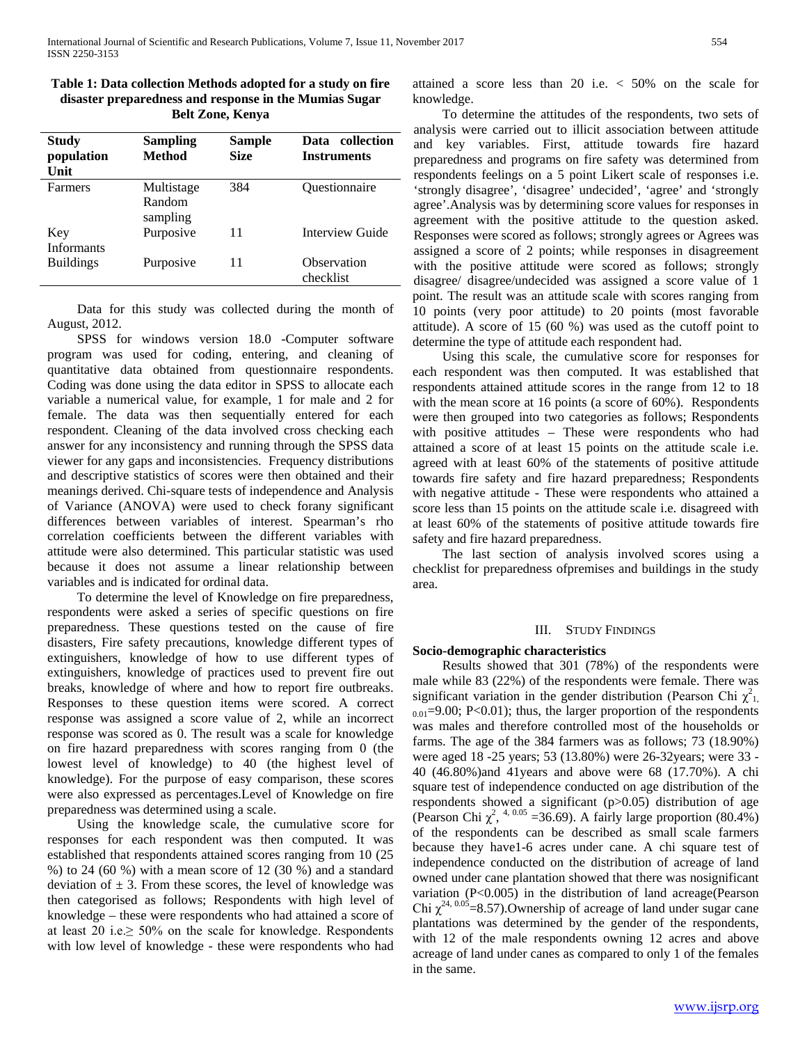**Table 1: Data collection Methods adopted for a study on fire disaster preparedness and response in the Mumias Sugar Belt Zone, Kenya**

| Study population Unit | Sampling Method | Sample Size | Data collection Instruments |
|---|---|---|---|
| Farmers | Multistage Random sampling | 384 | Questionnaire |
| Key Informants | Purposive | 11 | Interview Guide |
| Buildings | Purposive | 11 | Observation checklist |

Data for this study was collected during the month of August, 2012.

SPSS for windows version 18.0 -Computer software program was used for coding, entering, and cleaning of quantitative data obtained from questionnaire respondents. Coding was done using the data editor in SPSS to allocate each variable a numerical value, for example, 1 for male and 2 for female. The data was then sequentially entered for each respondent. Cleaning of the data involved cross checking each answer for any inconsistency and running through the SPSS data viewer for any gaps and inconsistencies. Frequency distributions and descriptive statistics of scores were then obtained and their meanings derived. Chi-square tests of independence and Analysis of Variance (ANOVA) were used to check forany significant differences between variables of interest. Spearman's rho correlation coefficients between the different variables with attitude were also determined. This particular statistic was used because it does not assume a linear relationship between variables and is indicated for ordinal data.

To determine the level of Knowledge on fire preparedness, respondents were asked a series of specific questions on fire preparedness. These questions tested on the cause of fire disasters, Fire safety precautions, knowledge different types of extinguishers, knowledge of how to use different types of extinguishers, knowledge of practices used to prevent fire out breaks, knowledge of where and how to report fire outbreaks. Responses to these question items were scored. A correct response was assigned a score value of 2, while an incorrect response was scored as 0. The result was a scale for knowledge on fire hazard preparedness with scores ranging from 0 (the lowest level of knowledge) to 40 (the highest level of knowledge). For the purpose of easy comparison, these scores were also expressed as percentages.Level of Knowledge on fire preparedness was determined using a scale.

Using the knowledge scale, the cumulative score for responses for each respondent was then computed. It was established that respondents attained scores ranging from 10 (25 %) to 24 (60 %) with a mean score of 12 (30 %) and a standard deviation of ± 3. From these scores, the level of knowledge was then categorised as follows; Respondents with high level of knowledge – these were respondents who had attained a score of at least 20 i.e.≥ 50% on the scale for knowledge. Respondents with low level of knowledge - these were respondents who had attained a score less than 20 i.e. < 50% on the scale for knowledge.

To determine the attitudes of the respondents, two sets of analysis were carried out to illicit association between attitude and key variables. First, attitude towards fire hazard preparedness and programs on fire safety was determined from respondents feelings on a 5 point Likert scale of responses i.e. 'strongly disagree', 'disagree' undecided', 'agree' and 'strongly agree'.Analysis was by determining score values for responses in agreement with the positive attitude to the question asked. Responses were scored as follows; strongly agrees or Agrees was assigned a score of 2 points; while responses in disagreement with the positive attitude were scored as follows; strongly disagree/ disagree/undecided was assigned a score value of 1 point. The result was an attitude scale with scores ranging from 10 points (very poor attitude) to 20 points (most favorable attitude). A score of 15 (60 %) was used as the cutoff point to determine the type of attitude each respondent had.

Using this scale, the cumulative score for responses for each respondent was then computed. It was established that respondents attained attitude scores in the range from 12 to 18 with the mean score at 16 points (a score of 60%). Respondents were then grouped into two categories as follows; Respondents with positive attitudes – These were respondents who had attained a score of at least 15 points on the attitude scale i.e. agreed with at least 60% of the statements of positive attitude towards fire safety and fire hazard preparedness; Respondents with negative attitude - These were respondents who attained a score less than 15 points on the attitude scale i.e. disagreed with at least 60% of the statements of positive attitude towards fire safety and fire hazard preparedness.

The last section of analysis involved scores using a checklist for preparedness ofpremises and buildings in the study area.

## III. Study Findings

**Socio-demographic characteristics**

Results showed that 301 (78%) of the respondents were male while 83 (22%) of the respondents were female. There was significant variation in the gender distribution (Pearson Chi $\chi^2_{1, 0.01}$=9.00; P<0.01); thus, the larger proportion of the respondents was males and therefore controlled most of the households or farms. The age of the 384 farmers was as follows; 73 (18.90%) were aged 18 -25 years; 53 (13.80%) were 26-32years; were 33 - 40 (46.80%)and 41years and above were 68 (17.70%). A chi square test of independence conducted on age distribution of the respondents showed a significant (p>0.05) distribution of age (Pearson Chi $\chi^2$, $^{4,\ 0.05}$ =36.69). A fairly large proportion (80.4%) of the respondents can be described as small scale farmers because they have1-6 acres under cane. A chi square test of independence conducted on the distribution of acreage of land owned under cane plantation showed that there was nosignificant variation (P<0.005) in the distribution of land acreage(Pearson Chi $\chi^{24,\ 0.05}$=8.57).Ownership of acreage of land under sugar cane plantations was determined by the gender of the respondents, with 12 of the male respondents owning 12 acres and above acreage of land under canes as compared to only 1 of the females in the same.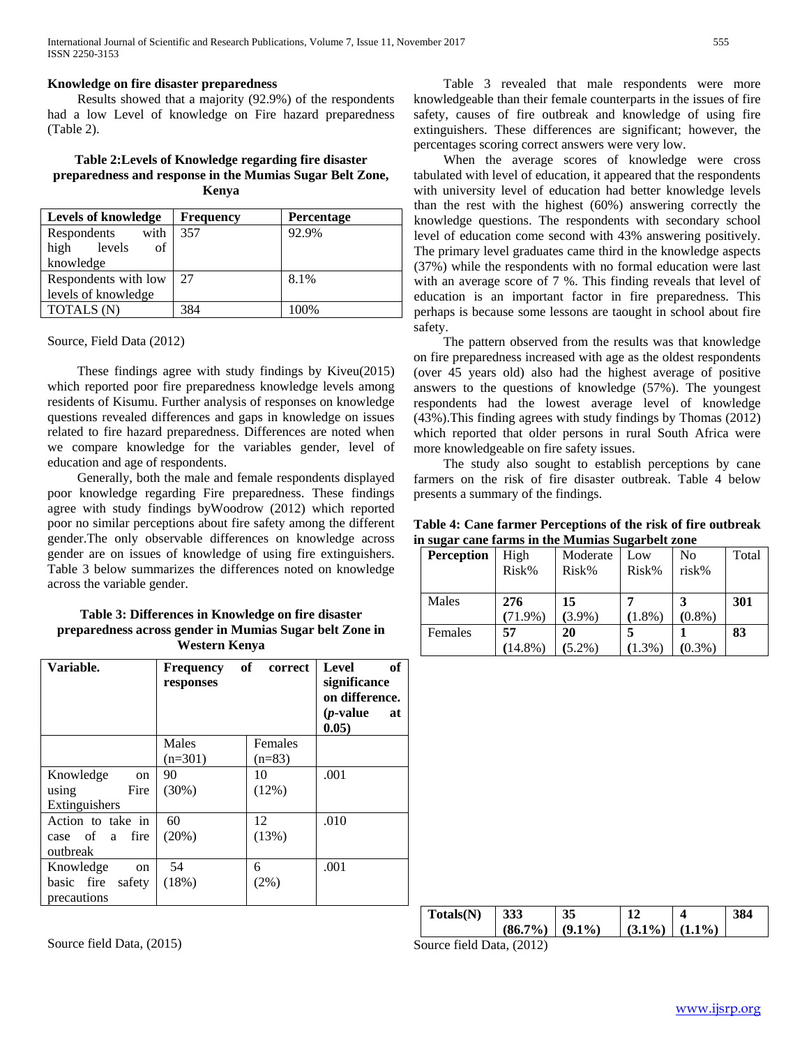**Knowledge on fire disaster preparedness**

Results showed that a majority (92.9%) of the respondents had a low Level of knowledge on Fire hazard preparedness (Table 2).

**Table 2:Levels of Knowledge regarding fire disaster preparedness and response in the Mumias Sugar Belt Zone, Kenya**

| Levels of knowledge | Frequency | Percentage |
|---|---|---|
| Respondents with high levels of knowledge | 357 | 92.9% |
| Respondents with low levels of knowledge | 27 | 8.1% |
| TOTALS (N) | 384 | 100% |

Source, Field Data (2012)

These findings agree with study findings by Kiveu(2015) which reported poor fire preparedness knowledge levels among residents of Kisumu. Further analysis of responses on knowledge questions revealed differences and gaps in knowledge on issues related to fire hazard preparedness. Differences are noted when we compare knowledge for the variables gender, level of education and age of respondents.

Generally, both the male and female respondents displayed poor knowledge regarding Fire preparedness. These findings agree with study findings byWoodrow (2012) which reported poor no similar perceptions about fire safety among the different gender.The only observable differences on knowledge across gender are on issues of knowledge of using fire extinguishers. Table 3 below summarizes the differences noted on knowledge across the variable gender.

**Table 3: Differences in Knowledge on fire disaster preparedness across gender in Mumias Sugar belt Zone in Western Kenya**

| **Variable.** | **Frequency of correct responses** | | **Level of significance on difference. (*p*-value at 0.05)** |
|---|---|---|---|
| | Males (n=301) | Females (n=83) | |
| Knowledge on using Fire Extinguishers | 90 (30%) | 10 (12%) | .001 |
| Action to take in case of a fire outbreak | 60 (20%) | 12 (13%) | .010 |
| Knowledge on basic fire safety precautions | 54 (18%) | 6 (2%) | .001 |

Source field Data, (2015)

Table 3 revealed that male respondents were more knowledgeable than their female counterparts in the issues of fire safety, causes of fire outbreak and knowledge of using fire extinguishers. These differences are significant; however, the percentages scoring correct answers were very low.

When the average scores of knowledge were cross tabulated with level of education, it appeared that the respondents with university level of education had better knowledge levels than the rest with the highest (60%) answering correctly the knowledge questions. The respondents with secondary school level of education come second with 43% answering positively. The primary level graduates came third in the knowledge aspects (37%) while the respondents with no formal education were last with an average score of 7 %. This finding reveals that level of education is an important factor in fire preparedness. This perhaps is because some lessons are taought in school about fire safety.

The pattern observed from the results was that knowledge on fire preparedness increased with age as the oldest respondents (over 45 years old) also had the highest average of positive answers to the questions of knowledge (57%). The youngest respondents had the lowest average level of knowledge (43%).This finding agrees with study findings by Thomas (2012) which reported that older persons in rural South Africa were more knowledgeable on fire safety issues.

The study also sought to establish perceptions by cane farmers on the risk of fire disaster outbreak. Table 4 below presents a summary of the findings.

**Table 4: Cane farmer Perceptions of the risk of fire outbreak in sugar cane farms in the Mumias Sugarbelt zone**

| **Perception** | High Risk% | Moderate Risk% | Low Risk% | No risk% | Total |
|---|---|---|---|---|---|
| Males | **276** (71.9%) | **15** (3.9%) | **7** (1.8%) | **3** (0.8%) | **301** |
| Females | **57** (14.8%) | **20** (5.2%) | **5** (1.3%) | **1** (0.3%) | **83** |
| **Totals(N)** | **333 (86.7%)** | **35 (9.1%)** | **12 (3.1%)** | **4 (1.1%)** | **384** |

Source field Data, (2012)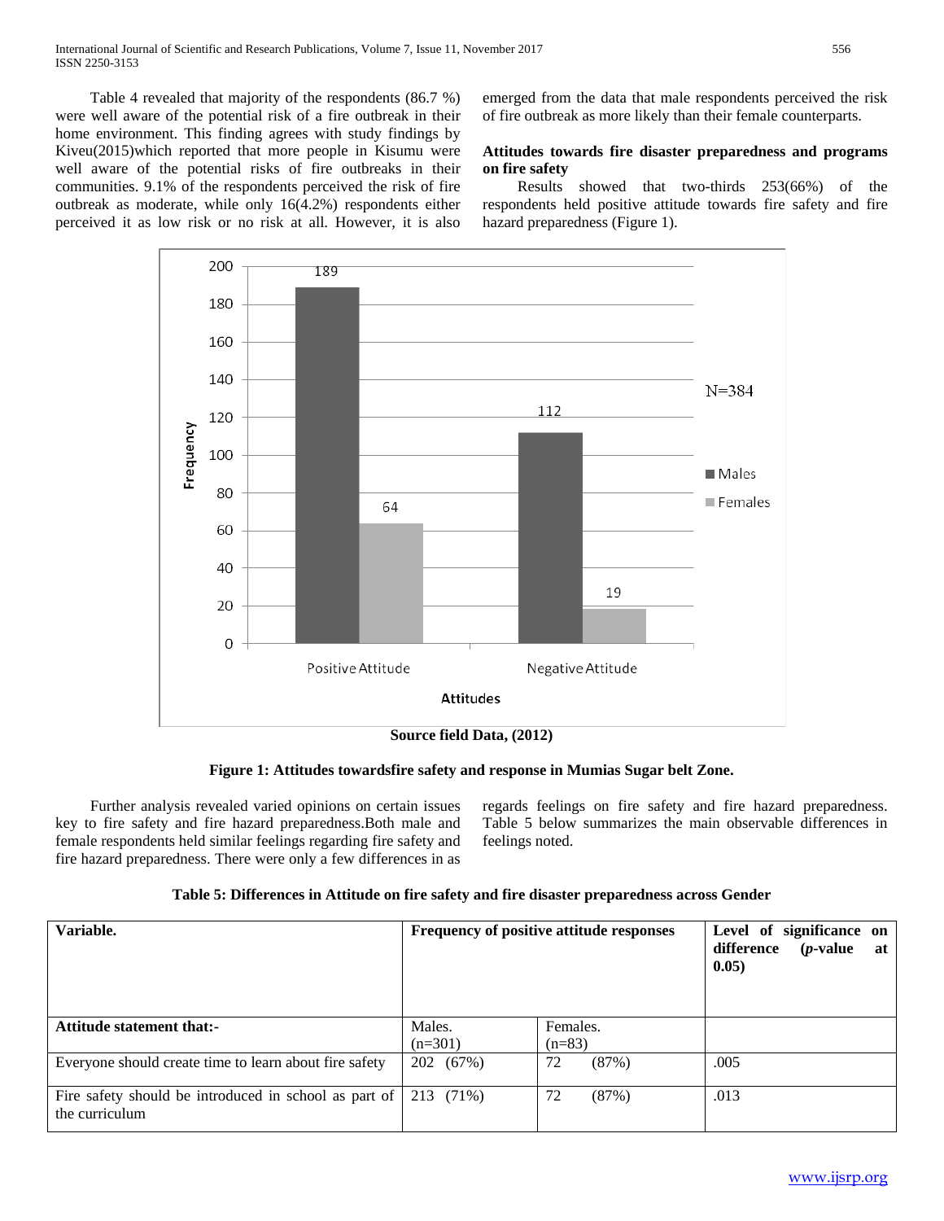Table 4 revealed that majority of the respondents (86.7 %) were well aware of the potential risk of a fire outbreak in their home environment. This finding agrees with study findings by Kiveu(2015)which reported that more people in Kisumu were well aware of the potential risks of fire outbreaks in their communities. 9.1% of the respondents perceived the risk of fire outbreak as moderate, while only 16(4.2%) respondents either perceived it as low risk or no risk at all. However, it is also emerged from the data that male respondents perceived the risk of fire outbreak as more likely than their female counterparts.

**Attitudes towards fire disaster preparedness and programs on fire safety**

Results showed that two-thirds 253(66%) of the respondents held positive attitude towards fire safety and fire hazard preparedness (Figure 1).

| Attitudes | Males | Females |
|---|---|---|
| Positive Attitude | 189 | 64 |
| Negative Attitude | 112 | 19 |

N=384

**Source field Data, (2012)**

**Figure 1: Attitudes towardsfire safety and response in Mumias Sugar belt Zone.**

Further analysis revealed varied opinions on certain issues key to fire safety and fire hazard preparedness.Both male and female respondents held similar feelings regarding fire safety and fire hazard preparedness. There were only a few differences in as regards feelings on fire safety and fire hazard preparedness. Table 5 below summarizes the main observable differences in feelings noted.

**Table 5: Differences in Attitude on fire safety and fire disaster preparedness across Gender**

| **Variable.** | **Frequency of positive attitude responses** | | **Level of significance on difference (*p*-value at 0.05)** |
|---|---|---|---|
| **Attitude statement that:-** | Males. (n=301) | Females. (n=83) | |
| Everyone should create time to learn about fire safety | 202 (67%) | 72 (87%) | .005 |
| Fire safety should be introduced in school as part of the curriculum | 213 (71%) | 72 (87%) | .013 |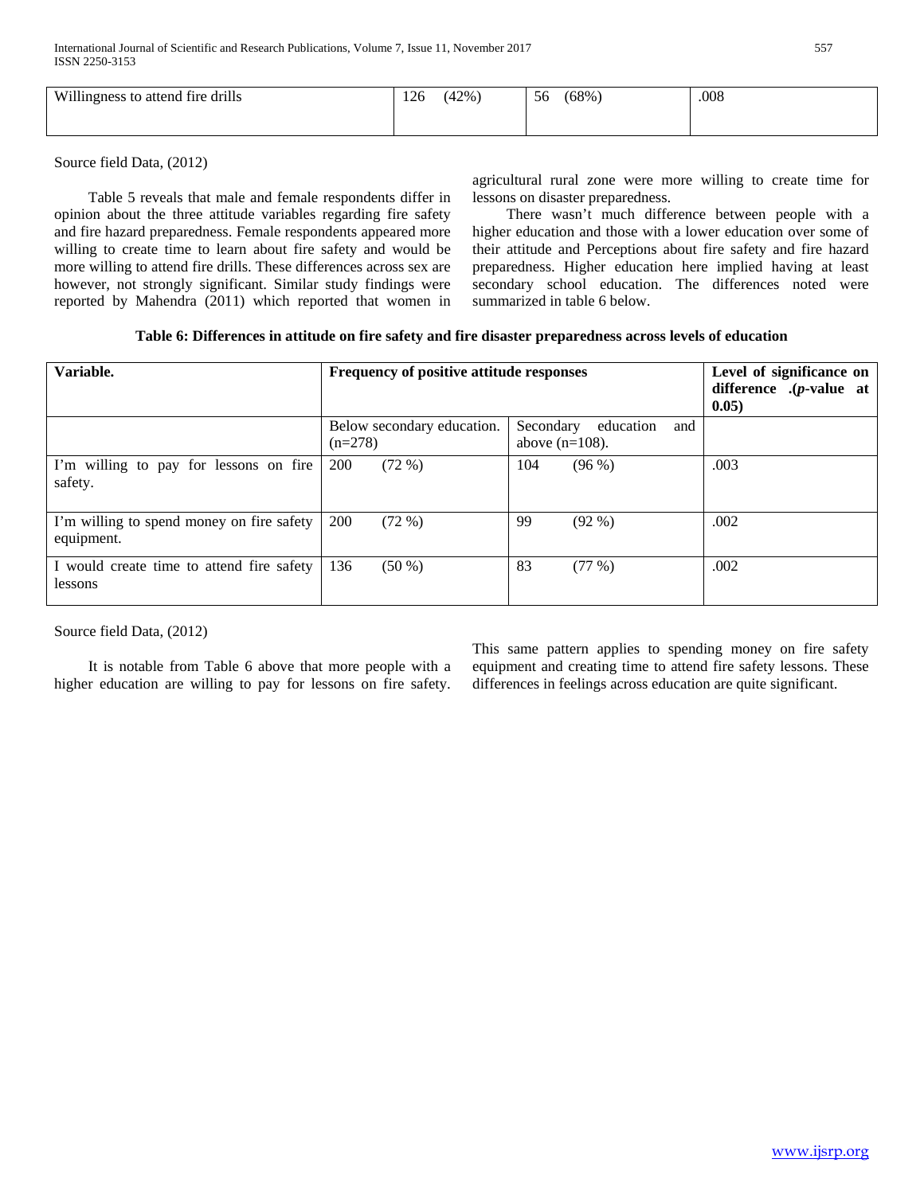| Willingness to attend fire drills | 126 (42%) | 56 (68%) | .008 |
|---|---|---|---|

Source field Data, (2012)

Table 5 reveals that male and female respondents differ in opinion about the three attitude variables regarding fire safety and fire hazard preparedness. Female respondents appeared more willing to create time to learn about fire safety and would be more willing to attend fire drills. These differences across sex are however, not strongly significant. Similar study findings were reported by Mahendra (2011) which reported that women in agricultural rural zone were more willing to create time for lessons on disaster preparedness.

There wasn't much difference between people with a higher education and those with a lower education over some of their attitude and Perceptions about fire safety and fire hazard preparedness. Higher education here implied having at least secondary school education. The differences noted were summarized in table 6 below.

**Table 6: Differences in attitude on fire safety and fire disaster preparedness across levels of education**

| **Variable.** | **Frequency of positive attitude responses** | | **Level of significance on difference .(*p*-value at 0.05)** |
|---|---|---|---|
| | Below secondary education. (n=278) | Secondary education and above (n=108). | |
| I'm willing to pay for lessons on fire safety. | 200 (72 %) | 104 (96 %) | .003 |
| I'm willing to spend money on fire safety equipment. | 200 (72 %) | 99 (92 %) | .002 |
| I would create time to attend fire safety lessons | 136 (50 %) | 83 (77 %) | .002 |

Source field Data, (2012)

It is notable from Table 6 above that more people with a higher education are willing to pay for lessons on fire safety. This same pattern applies to spending money on fire safety equipment and creating time to attend fire safety lessons. These differences in feelings across education are quite significant.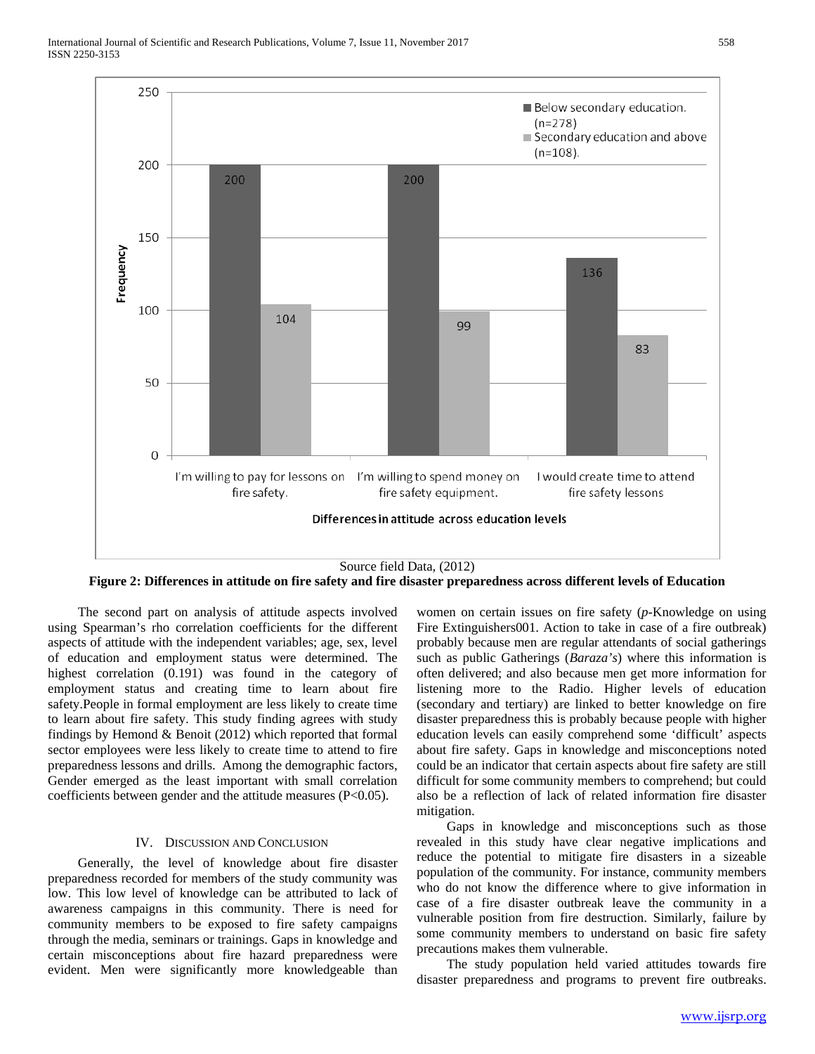Source field Data, (2012)

**Figure 2: Differences in attitude on fire safety and fire disaster preparedness across different levels of Education**

The second part on analysis of attitude aspects involved using Spearman's rho correlation coefficients for the different aspects of attitude with the independent variables; age, sex, level of education and employment status were determined. The highest correlation (0.191) was found in the category of employment status and creating time to learn about fire safety.People in formal employment are less likely to create time to learn about fire safety. This study finding agrees with study findings by Hemond & Benoit (2012) which reported that formal sector employees were less likely to create time to attend to fire preparedness lessons and drills. Among the demographic factors, Gender emerged as the least important with small correlation coefficients between gender and the attitude measures ($P<0.05$).

## IV. Discussion and Conclusion

Generally, the level of knowledge about fire disaster preparedness recorded for members of the study community was low. This low level of knowledge can be attributed to lack of awareness campaigns in this community. There is need for community members to be exposed to fire safety campaigns through the media, seminars or trainings. Gaps in knowledge and certain misconceptions about fire hazard preparedness were evident. Men were significantly more knowledgeable than women on certain issues on fire safety (*p*-Knowledge on using Fire Extinguishers001. Action to take in case of a fire outbreak) probably because men are regular attendants of social gatherings such as public Gatherings (*Baraza's*) where this information is often delivered; and also because men get more information for listening more to the Radio. Higher levels of education (secondary and tertiary) are linked to better knowledge on fire disaster preparedness this is probably because people with higher education levels can easily comprehend some 'difficult' aspects about fire safety. Gaps in knowledge and misconceptions noted could be an indicator that certain aspects about fire safety are still difficult for some community members to comprehend; but could also be a reflection of lack of related information fire disaster mitigation.

Gaps in knowledge and misconceptions such as those revealed in this study have clear negative implications and reduce the potential to mitigate fire disasters in a sizeable population of the community. For instance, community members who do not know the difference where to give information in case of a fire disaster outbreak leave the community in a vulnerable position from fire destruction. Similarly, failure by some community members to understand on basic fire safety precautions makes them vulnerable.

The study population held varied attitudes towards fire disaster preparedness and programs to prevent fire outbreaks.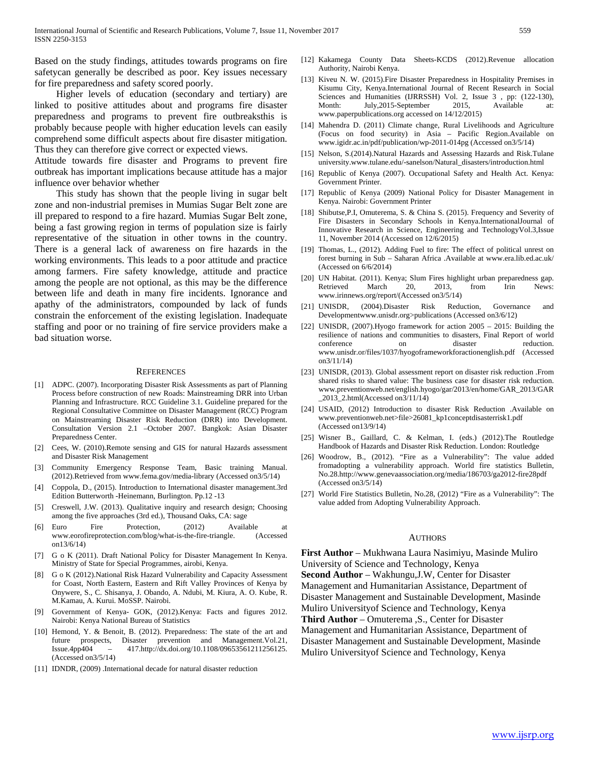Based on the study findings, attitudes towards programs on fire safetycan generally be described as poor. Key issues necessary for fire preparedness and safety scored poorly.

Higher levels of education (secondary and tertiary) are linked to positive attitudes about and programs fire disaster preparedness and programs to prevent fire outbreaksthis is probably because people with higher education levels can easily comprehend some difficult aspects about fire disaster mitigation. Thus they can therefore give correct or expected views.

Attitude towards fire disaster and Programs to prevent fire outbreak has important implications because attitude has a major influence over behavior whether

This study has shown that the people living in sugar belt zone and non-industrial premises in Mumias Sugar Belt zone are ill prepared to respond to a fire hazard. Mumias Sugar Belt zone, being a fast growing region in terms of population size is fairly representative of the situation in other towns in the country. There is a general lack of awareness on fire hazards in the working environments. This leads to a poor attitude and practice among farmers. Fire safety knowledge, attitude and practice among the people are not optional, as this may be the difference between life and death in many fire incidents. Ignorance and apathy of the administrators, compounded by lack of funds constrain the enforcement of the existing legislation. Inadequate staffing and poor or no training of fire service providers make a bad situation worse.

## References

[1] ADPC. (2007). Incorporating Disaster Risk Assessments as part of Planning Process before construction of new Roads: Mainstreaming DRR into Urban Planning and Infrastructure. RCC Guideline 3.1. Guideline prepared for the Regional Consultative Committee on Disaster Management (RCC) Program on Mainstreaming Disaster Risk Reduction (DRR) into Development. Consultation Version 2.1 –October 2007. Bangkok: Asian Disaster Preparedness Center.

[2] Cees, W. (2010).Remote sensing and GIS for natural Hazards assessment and Disaster Risk Management

[3] Community Emergency Response Team, Basic training Manual. (2012).Retrieved from www.fema.gov/media-library (Accessed on3/5/14)

[4] Coppola, D., (2015). Introduction to International disaster management.3rd Edition Butterworth -Heinemann, Burlington. Pp.12 -13

[5] Creswell, J.W. (2013). Qualitative inquiry and research design; Choosing among the five approaches (3rd ed.), Thousand Oaks, CA: sage

[6] Euro Fire Protection, (2012) Available at www.eorofireprotection.com/blog/what-is-the-fire-triangle. (Accessed on13/6/14)

[7] G o K (2011). Draft National Policy for Disaster Management In Kenya. Ministry of State for Special Programmes, airobi, Kenya.

[8] G o K (2012).National Risk Hazard Vulnerability and Capacity Assessment for Coast, North Eastern, Eastern and Rift Valley Provinces of Kenya by Onywere, S., C. Shisanya, J. Obando, A. Ndubi, M. Kiura, A. O. Kube, R. M.Kamau, A. Kurui. MoSSP. Nairobi.

[9] Government of Kenya- GOK, (2012).Kenya: Facts and figures 2012. Nairobi: Kenya National Bureau of Statistics

[10] Hemond, Y. & Benoit, B. (2012). Preparedness: The state of the art and future prospects, Disaster prevention and Management.Vol.21, Issue.4pp404 – 417.http://dx.doi.org/10.1108/09653561211256125. (Accessed on3/5/14)

[11] IDNDR, (2009) .International decade for natural disaster reduction

[12] Kakamega County Data Sheets-KCDS (2012).Revenue allocation Authority, Nairobi Kenya.

[13] Kiveu N. W. (2015).Fire Disaster Preparedness in Hospitality Premises in Kisumu City, Kenya.International Journal of Recent Research in Social Sciences and Humanities (IJRRSSH) Vol. 2, Issue 3 , pp: (122-130), Month: July,2015-September 2015, Available at: www.paperpublications.org accessed on 14/12/2015)

[14] Mahendra D. (2011) Climate change, Rural Livelihoods and Agriculture (Focus on food security) in Asia – Pacific Region.Available on www.igidr.ac.in/pdf/publication/wp-2011-014pg (Accessed on3/5/14)

[15] Nelson, S.(2014).Natural Hazards and Assessing Hazards and Risk.Tulane university.www.tulane.edu/-sanelson/Natural_disasters/introduction.html

[16] Republic of Kenya (2007). Occupational Safety and Health Act. Kenya: Government Printer.

[17] Republic of Kenya (2009) National Policy for Disaster Management in Kenya. Nairobi: Government Printer

[18] Shibutse,P.I, Omuterema, S. & China S. (2015). Frequency and Severity of Fire Disasters in Secondary Schools in Kenya.InternationalJournal of Innovative Research in Science, Engineering and TechnologyVol.3,Issue 11, November 2014 (Accessed on 12/6/2015)

[19] Thomas, L., (2012). Adding Fuel to fire: The effect of political unrest on forest burning in Sub – Saharan Africa .Available at www.era.lib.ed.ac.uk/ (Accessed on 6/6/2014)

[20] UN Habitat. (2011). Kenya; Slum Fires highlight urban preparedness gap. Retrieved March 20, 2013, from Irin News: www.irinnews.org/report/(Accessed on3/5/14)

[21] UNISDR, (2004).Disaster Risk Reduction, Governance and Developmentwww.unisdr.org>publications (Accessed on3/6/12)

[22] UNISDR, (2007).Hyogo framework for action 2005 – 2015: Building the resilience of nations and communities to disasters, Final Report of world conference on disaster reduction. www.unisdr.or/files/1037/hyogoframeworkforactionenglish.pdf (Accessed on3/11/14)

[23] UNISDR, (2013). Global assessment report on disaster risk reduction .From shared risks to shared value: The business case for disaster risk reduction. www.preventionweb.net/english.hyogo/gar/2013/en/home/GAR_2013/GAR_2013_2.html(Accessed on3/11/14)

[24] USAID, (2012) Introduction to disaster Risk Reduction .Available on www.preventionweb.net>file>26081_kp1conceptdisasterrisk1.pdf (Accessed on13/9/14)

[25] Wisner B., Gaillard, C. & Kelman, I. (eds.) (2012).The Routledge Handbook of Hazards and Disaster Risk Reduction. London: Routledge

[26] Woodrow, B., (2012). "Fire as a Vulnerability": The value added fromadopting a vulnerability approach. World fire statistics Bulletin, No.28.http://www.genevaassociation.org/media/186703/ga2012-fire28pdf (Accessed on3/5/14)

[27] World Fire Statistics Bulletin, No.28, (2012) "Fire as a Vulnerability": The value added from Adopting Vulnerability Approach.

## Authors

**First Author** – Mukhwana Laura Nasimiyu, Masinde Muliro University of Science and Technology, Kenya

**Second Author** – Wakhungu,J.W, Center for Disaster Management and Humanitarian Assistance, Department of Disaster Management and Sustainable Development, Masinde Muliro Universityof Science and Technology, Kenya

**Third Author** – Omuterema ,S., Center for Disaster Management and Humanitarian Assistance, Department of Disaster Management and Sustainable Development, Masinde Muliro Universityof Science and Technology, Kenya